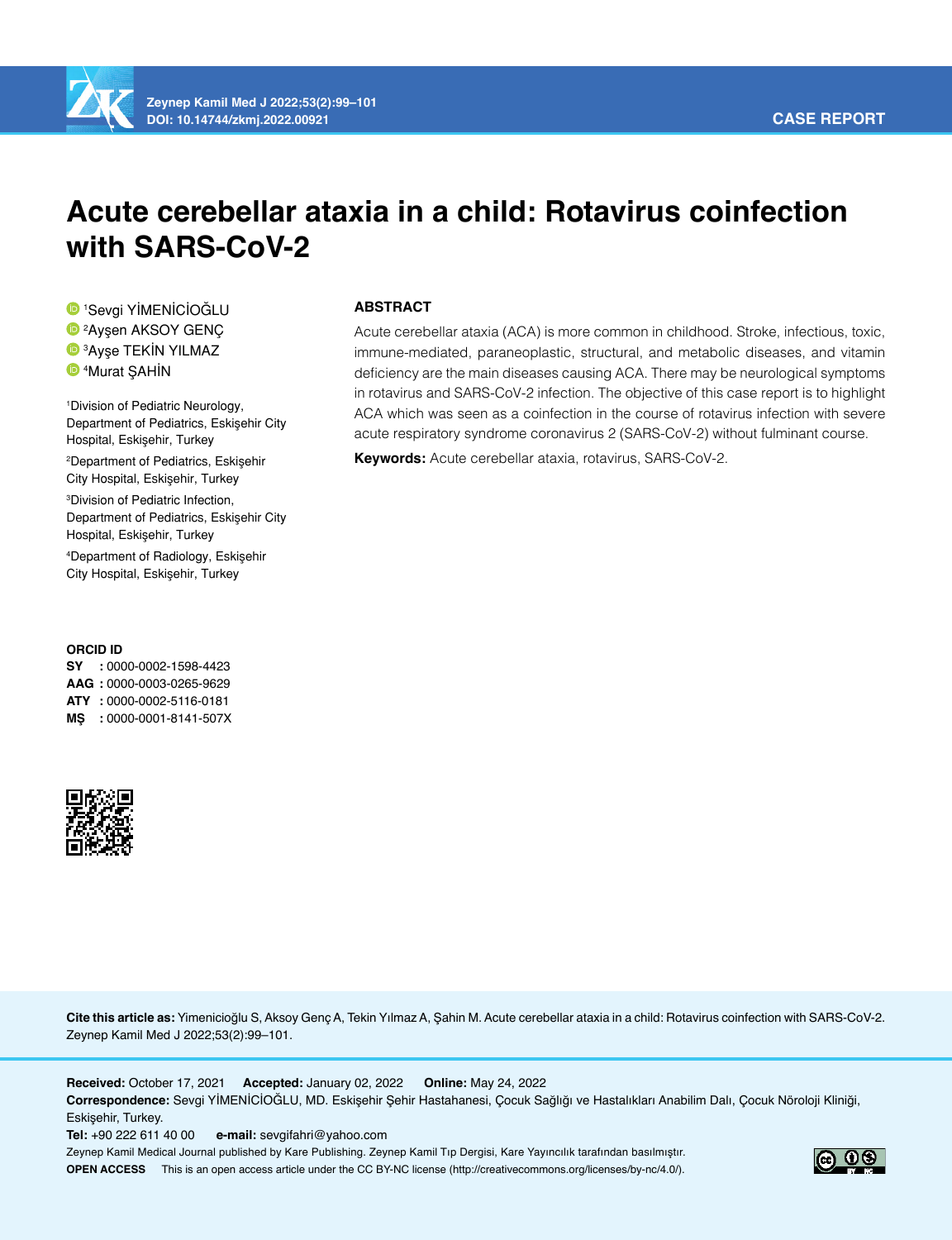CASE REPORT

# Acute cerebellar ataxia in a child: Rotavirus coinfection with SARS-CoV-2

[1]Sevgi YİMENİCİOĞLU
[2]Ayşen AKSOY GENÇ
[3]Ayşe TEKİN YILMAZ
[4]Murat ŞAHİN

[1]Division of Pediatric Neurology, Department of Pediatrics, Eskişehir City Hospital, Eskişehir, Turkey

[2]Department of Pediatrics, Eskişehir City Hospital, Eskişehir, Turkey

[3]Division of Pediatric Infection, Department of Pediatrics, Eskişehir City Hospital, Eskişehir, Turkey

[4]Department of Radiology, Eskişehir City Hospital, Eskişehir, Turkey

**ORCID ID**
**SY** : 0000-0002-1598-4423
**AAG** : 0000-0003-0265-9629
**ATY** : 0000-0002-5116-0181
**MŞ** : 0000-0001-8141-507X

## ABSTRACT

Acute cerebellar ataxia (ACA) is more common in childhood. Stroke, infectious, toxic, immune-mediated, paraneoplastic, structural, and metabolic diseases, and vitamin deficiency are the main diseases causing ACA. There may be neurological symptoms in rotavirus and SARS-CoV-2 infection. The objective of this case report is to highlight ACA which was seen as a coinfection in the course of rotavirus infection with severe acute respiratory syndrome coronavirus 2 (SARS-CoV-2) without fulminant course.

**Keywords:** Acute cerebellar ataxia, rotavirus, SARS-CoV-2.

**Cite this article as:** Yimenicioğlu S, Aksoy Genç A, Tekin Yılmaz A, Şahin M. Acute cerebellar ataxia in a child: Rotavirus coinfection with SARS-CoV-2. Zeynep Kamil Med J 2022;53(2):99–101.

**Received:** October 17, 2021 **Accepted:** January 02, 2022 **Online:** May 24, 2022
**Correspondence:** Sevgi YİMENİCİOĞLU, MD. Eskişehir Şehir Hastahanesi, Çocuk Sağlığı ve Hastalıkları Anabilim Dalı, Çocuk Nöroloji Kliniği, Eskişehir, Turkey.
**Tel:** +90 222 611 40 00 **e-mail:** sevgifahri@yahoo.com
Zeynep Kamil Medical Journal published by Kare Publishing. Zeynep Kamil Tıp Dergisi, Kare Yayıncılık tarafından basılmıştır.
**OPEN ACCESS** This is an open access article under the CC BY-NC license (http://creativecommons.org/licenses/by-nc/4.0/).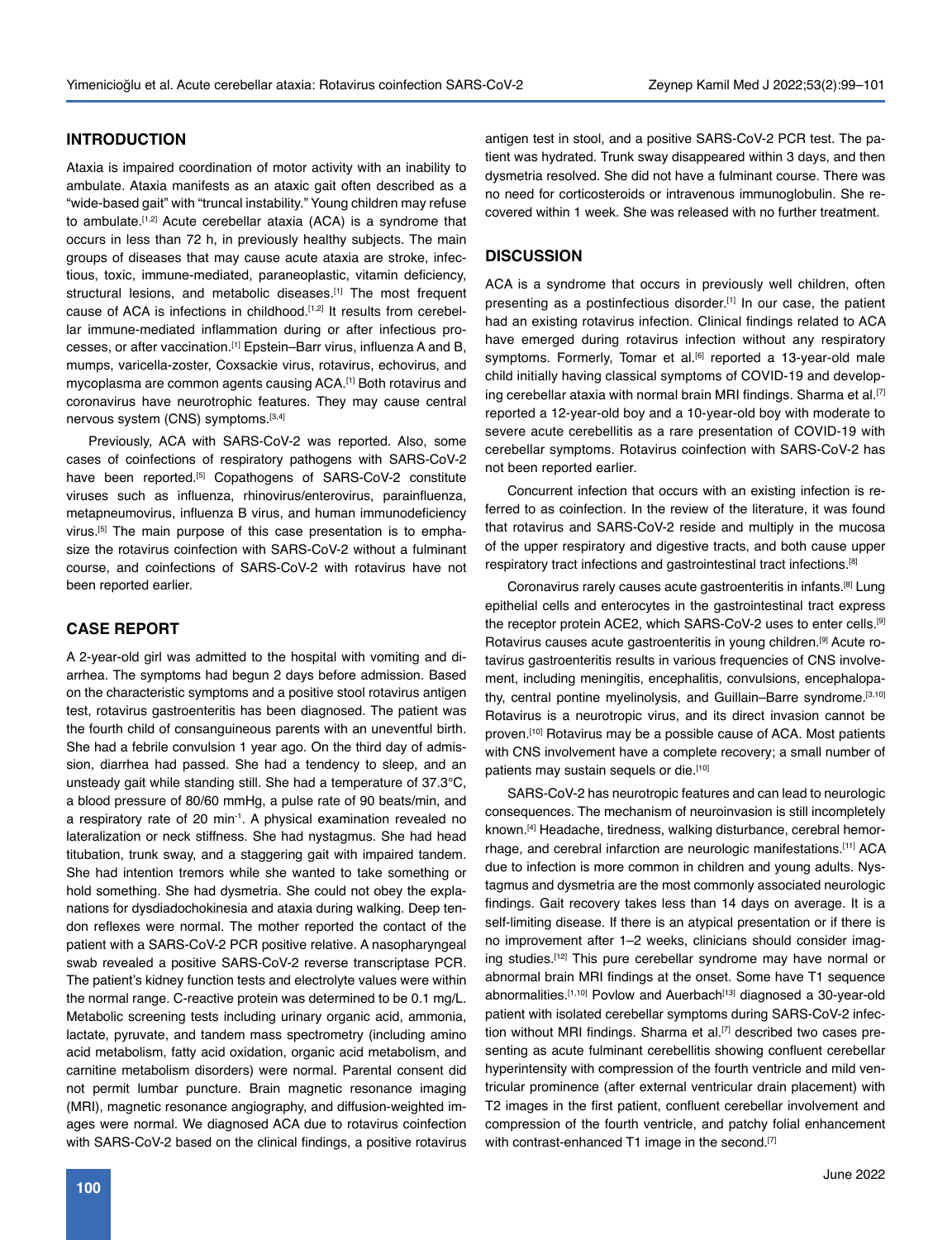## INTRODUCTION

Ataxia is impaired coordination of motor activity with an inability to ambulate. Ataxia manifests as an ataxic gait often described as a "wide-based gait" with "truncal instability." Young children may refuse to ambulate.[1,2] Acute cerebellar ataxia (ACA) is a syndrome that occurs in less than 72 h, in previously healthy subjects. The main groups of diseases that may cause acute ataxia are stroke, infectious, toxic, immune-mediated, paraneoplastic, vitamin deficiency, structural lesions, and metabolic diseases.[1] The most frequent cause of ACA is infections in childhood.[1,2] It results from cerebellar immune-mediated inflammation during or after infectious processes, or after vaccination.[1] Epstein–Barr virus, influenza A and B, mumps, varicella-zoster, Coxsackie virus, rotavirus, echovirus, and mycoplasma are common agents causing ACA.[1] Both rotavirus and coronavirus have neurotrophic features. They may cause central nervous system (CNS) symptoms.[3,4]

Previously, ACA with SARS-CoV-2 was reported. Also, some cases of coinfections of respiratory pathogens with SARS-CoV-2 have been reported.[5] Copathogens of SARS-CoV-2 constitute viruses such as influenza, rhinovirus/enterovirus, parainfluenza, metapneumovirus, influenza B virus, and human immunodeficiency virus.[5] The main purpose of this case presentation is to emphasize the rotavirus coinfection with SARS-CoV-2 without a fulminant course, and coinfections of SARS-CoV-2 with rotavirus have not been reported earlier.

## CASE REPORT

A 2-year-old girl was admitted to the hospital with vomiting and diarrhea. The symptoms had begun 2 days before admission. Based on the characteristic symptoms and a positive stool rotavirus antigen test, rotavirus gastroenteritis has been diagnosed. The patient was the fourth child of consanguineous parents with an uneventful birth. She had a febrile convulsion 1 year ago. On the third day of admission, diarrhea had passed. She had a tendency to sleep, and an unsteady gait while standing still. She had a temperature of 37.3°C, a blood pressure of 80/60 mmHg, a pulse rate of 90 beats/min, and a respiratory rate of 20 min$^{-1}$. A physical examination revealed no lateralization or neck stiffness. She had nystagmus. She had head titubation, trunk sway, and a staggering gait with impaired tandem. She had intention tremors while she wanted to take something or hold something. She had dysmetria. She could not obey the explanations for dysdiadochokinesia and ataxia during walking. Deep tendon reflexes were normal. The mother reported the contact of the patient with a SARS-CoV-2 PCR positive relative. A nasopharyngeal swab revealed a positive SARS-CoV-2 reverse transcriptase PCR. The patient's kidney function tests and electrolyte values were within the normal range. C-reactive protein was determined to be 0.1 mg/L. Metabolic screening tests including urinary organic acid, ammonia, lactate, pyruvate, and tandem mass spectrometry (including amino acid metabolism, fatty acid oxidation, organic acid metabolism, and carnitine metabolism disorders) were normal. Parental consent did not permit lumbar puncture. Brain magnetic resonance imaging (MRI), magnetic resonance angiography, and diffusion-weighted images were normal. We diagnosed ACA due to rotavirus coinfection with SARS-CoV-2 based on the clinical findings, a positive rotavirus antigen test in stool, and a positive SARS-CoV-2 PCR test. The patient was hydrated. Trunk sway disappeared within 3 days, and then dysmetria resolved. She did not have a fulminant course. There was no need for corticosteroids or intravenous immunoglobulin. She recovered within 1 week. She was released with no further treatment.

## DISCUSSION

ACA is a syndrome that occurs in previously well children, often presenting as a postinfectious disorder.[1] In our case, the patient had an existing rotavirus infection. Clinical findings related to ACA have emerged during rotavirus infection without any respiratory symptoms. Formerly, Tomar et al.[6] reported a 13-year-old male child initially having classical symptoms of COVID-19 and developing cerebellar ataxia with normal brain MRI findings. Sharma et al.[7] reported a 12-year-old boy and a 10-year-old boy with moderate to severe acute cerebellitis as a rare presentation of COVID-19 with cerebellar symptoms. Rotavirus coinfection with SARS-CoV-2 has not been reported earlier.

Concurrent infection that occurs with an existing infection is referred to as coinfection. In the review of the literature, it was found that rotavirus and SARS-CoV-2 reside and multiply in the mucosa of the upper respiratory and digestive tracts, and both cause upper respiratory tract infections and gastrointestinal tract infections.[8]

Coronavirus rarely causes acute gastroenteritis in infants.[8] Lung epithelial cells and enterocytes in the gastrointestinal tract express the receptor protein ACE2, which SARS-CoV-2 uses to enter cells.[9] Rotavirus causes acute gastroenteritis in young children.[9] Acute rotavirus gastroenteritis results in various frequencies of CNS involvement, including meningitis, encephalitis, convulsions, encephalopathy, central pontine myelinolysis, and Guillain–Barre syndrome.[3,10] Rotavirus is a neurotropic virus, and its direct invasion cannot be proven.[10] Rotavirus may be a possible cause of ACA. Most patients with CNS involvement have a complete recovery; a small number of patients may sustain sequels or die.[10]

SARS-CoV-2 has neurotrophic features and can lead to neurologic consequences. The mechanism of neuroinvasion is still incompletely known.[4] Headache, tiredness, walking disturbance, cerebral hemorrhage, and cerebral infarction are neurologic manifestations.[11] ACA due to infection is more common in children and young adults. Nystagmus and dysmetria are the most commonly associated neurologic findings. Gait recovery takes less than 14 days on average. It is a self-limiting disease. If there is an atypical presentation or if there is no improvement after 1–2 weeks, clinicians should consider imaging studies.[12] This pure cerebellar syndrome may have normal or abnormal brain MRI findings at the onset. Some have T1 sequence abnormalities.[1,10] Povlow and Auerbach[13] diagnosed a 30-year-old patient with isolated cerebellar symptoms during SARS-CoV-2 infection without MRI findings. Sharma et al.[7] described two cases presenting as acute fulminant cerebellitis showing confluent cerebellar hyperintensity with compression of the fourth ventricle and mild ventricular prominence (after external ventricular drain placement) with T2 images in the first patient, confluent cerebellar involvement and compression of the fourth ventricle, and patchy folial enhancement with contrast-enhanced T1 image in the second.[7]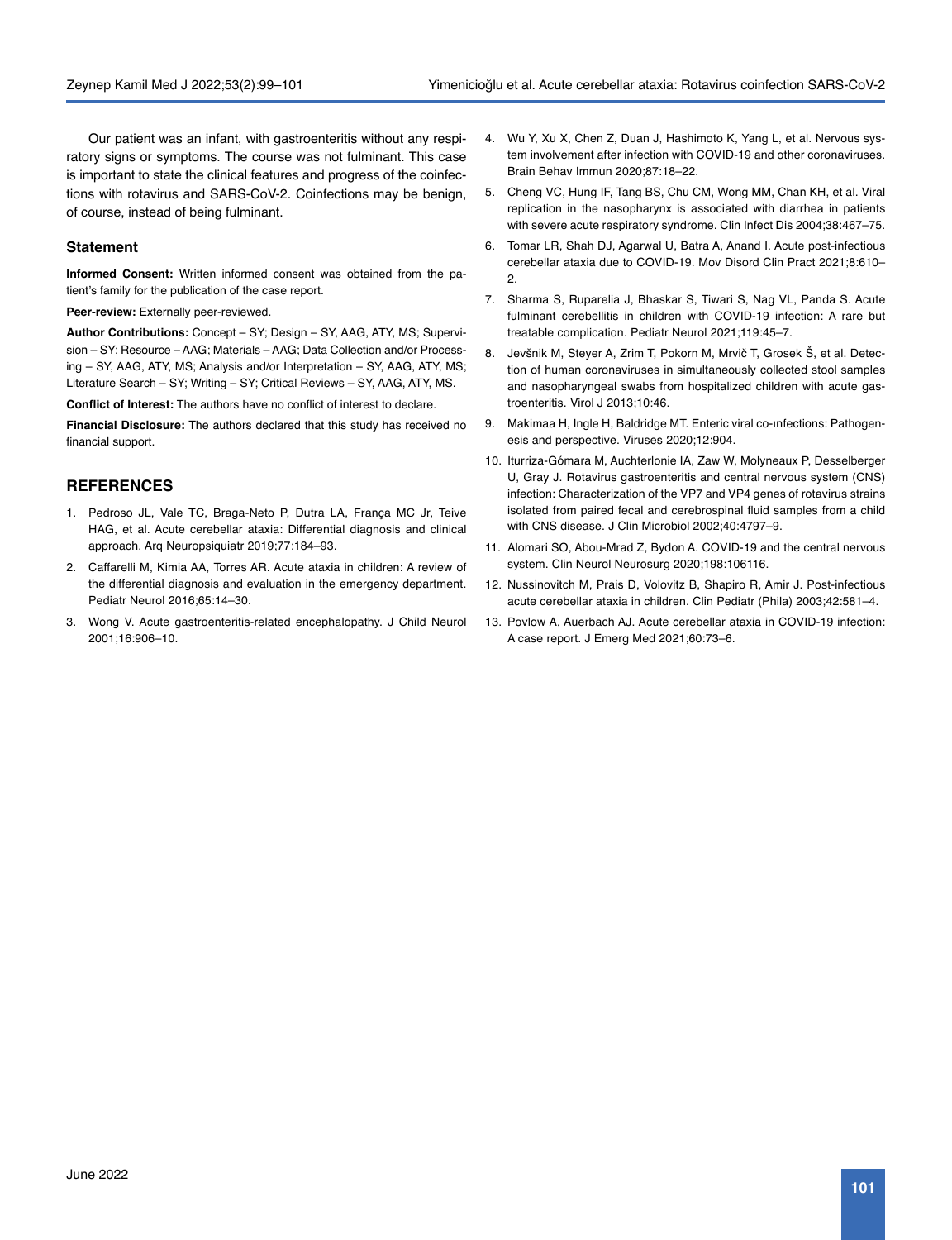Our patient was an infant, with gastroenteritis without any respiratory signs or symptoms. The course was not fulminant. This case is important to state the clinical features and progress of the coinfections with rotavirus and SARS-CoV-2. Coinfections may be benign, of course, instead of being fulminant.

### Statement

**Informed Consent:** Written informed consent was obtained from the patient's family for the publication of the case report.

**Peer-review:** Externally peer-reviewed.

**Author Contributions:** Concept – SY; Design – SY, AAG, ATY, MS; Supervision – SY; Resource – AAG; Materials – AAG; Data Collection and/or Processing – SY, AAG, ATY, MS; Analysis and/or Interpretation – SY, AAG, ATY, MS; Literature Search – SY; Writing – SY; Critical Reviews – SY, AAG, ATY, MS.

**Conflict of Interest:** The authors have no conflict of interest to declare.

**Financial Disclosure:** The authors declared that this study has received no financial support.

## REFERENCES

1. Pedroso JL, Vale TC, Braga-Neto P, Dutra LA, França MC Jr, Teive HAG, et al. Acute cerebellar ataxia: Differential diagnosis and clinical approach. Arq Neuropsiquiatr 2019;77:184–93.
2. Caffarelli M, Kimia AA, Torres AR. Acute ataxia in children: A review of the differential diagnosis and evaluation in the emergency department. Pediatr Neurol 2016;65:14–30.
3. Wong V. Acute gastroenteritis-related encephalopathy. J Child Neurol 2001;16:906–10.
4. Wu Y, Xu X, Chen Z, Duan J, Hashimoto K, Yang L, et al. Nervous system involvement after infection with COVID-19 and other coronaviruses. Brain Behav Immun 2020;87:18–22.
5. Cheng VC, Hung IF, Tang BS, Chu CM, Wong MM, Chan KH, et al. Viral replication in the nasopharynx is associated with diarrhea in patients with severe acute respiratory syndrome. Clin Infect Dis 2004;38:467–75.
6. Tomar LR, Shah DJ, Agarwal U, Batra A, Anand I. Acute post-infectious cerebellar ataxia due to COVID-19. Mov Disord Clin Pract 2021;8:610–2.
7. Sharma S, Ruparelia J, Bhaskar S, Tiwari S, Nag VL, Panda S. Acute fulminant cerebellitis in children with COVID-19 infection: A rare but treatable complication. Pediatr Neurol 2021;119:45–7.
8. Jevšnik M, Steyer A, Zrim T, Pokorn M, Mrvič T, Grosek Š, et al. Detection of human coronaviruses in simultaneously collected stool samples and nasopharyngeal swabs from hospitalized children with acute gastroenteritis. Virol J 2013;10:46.
9. Makimaa H, Ingle H, Baldridge MT. Enteric viral co-ınfections: Pathogenesis and perspective. Viruses 2020;12:904.
10. Iturriza-Gómara M, Auchterlonie IA, Zaw W, Molyneaux P, Desselberger U, Gray J. Rotavirus gastroenteritis and central nervous system (CNS) infection: Characterization of the VP7 and VP4 genes of rotavirus strains isolated from paired fecal and cerebrospinal fluid samples from a child with CNS disease. J Clin Microbiol 2002;40:4797–9.
11. Alomari SO, Abou-Mrad Z, Bydon A. COVID-19 and the central nervous system. Clin Neurol Neurosurg 2020;198:106116.
12. Nussinovitch M, Prais D, Volovitz B, Shapiro R, Amir J. Post-infectious acute cerebellar ataxia in children. Clin Pediatr (Phila) 2003;42:581–4.
13. Povlow A, Auerbach AJ. Acute cerebellar ataxia in COVID-19 infection: A case report. J Emerg Med 2021;60:73–6.